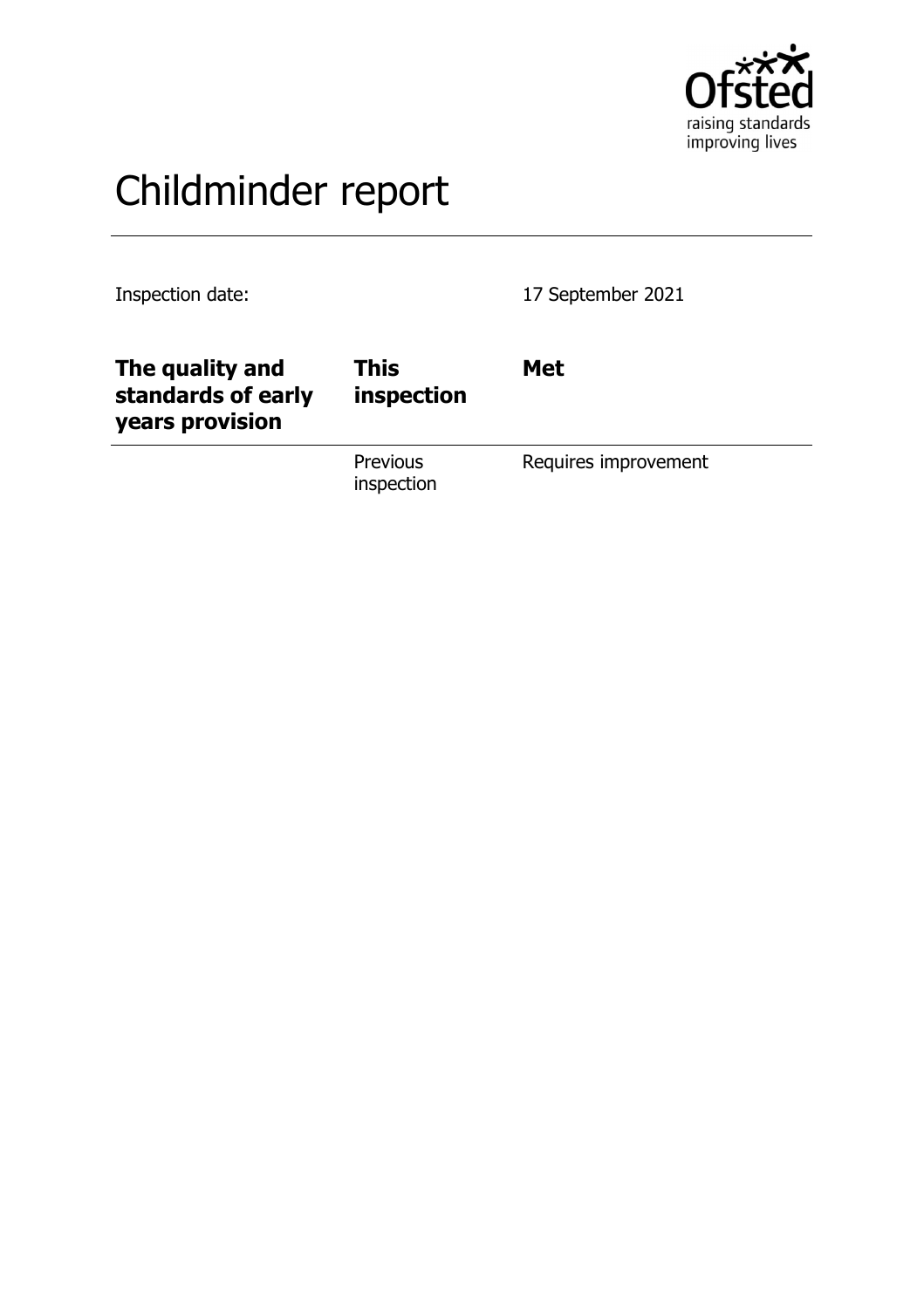# Childminder report

Inspection date: 17 September 2021

| The quality and standards of early years provision | This inspection | Met |
|---|---|---|
| | Previous inspection | Requires improvement |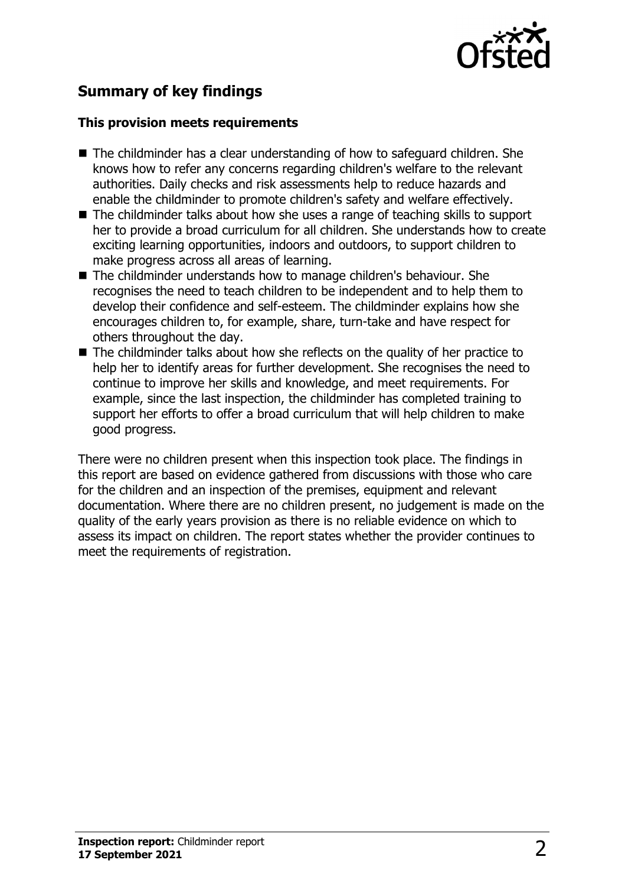## Summary of key findings

### This provision meets requirements

- The childminder has a clear understanding of how to safeguard children. She knows how to refer any concerns regarding children's welfare to the relevant authorities. Daily checks and risk assessments help to reduce hazards and enable the childminder to promote children's safety and welfare effectively.
- The childminder talks about how she uses a range of teaching skills to support her to provide a broad curriculum for all children. She understands how to create exciting learning opportunities, indoors and outdoors, to support children to make progress across all areas of learning.
- The childminder understands how to manage children's behaviour. She recognises the need to teach children to be independent and to help them to develop their confidence and self-esteem. The childminder explains how she encourages children to, for example, share, turn-take and have respect for others throughout the day.
- The childminder talks about how she reflects on the quality of her practice to help her to identify areas for further development. She recognises the need to continue to improve her skills and knowledge, and meet requirements. For example, since the last inspection, the childminder has completed training to support her efforts to offer a broad curriculum that will help children to make good progress.

There were no children present when this inspection took place. The findings in this report are based on evidence gathered from discussions with those who care for the children and an inspection of the premises, equipment and relevant documentation. Where there are no children present, no judgement is made on the quality of the early years provision as there is no reliable evidence on which to assess its impact on children. The report states whether the provider continues to meet the requirements of registration.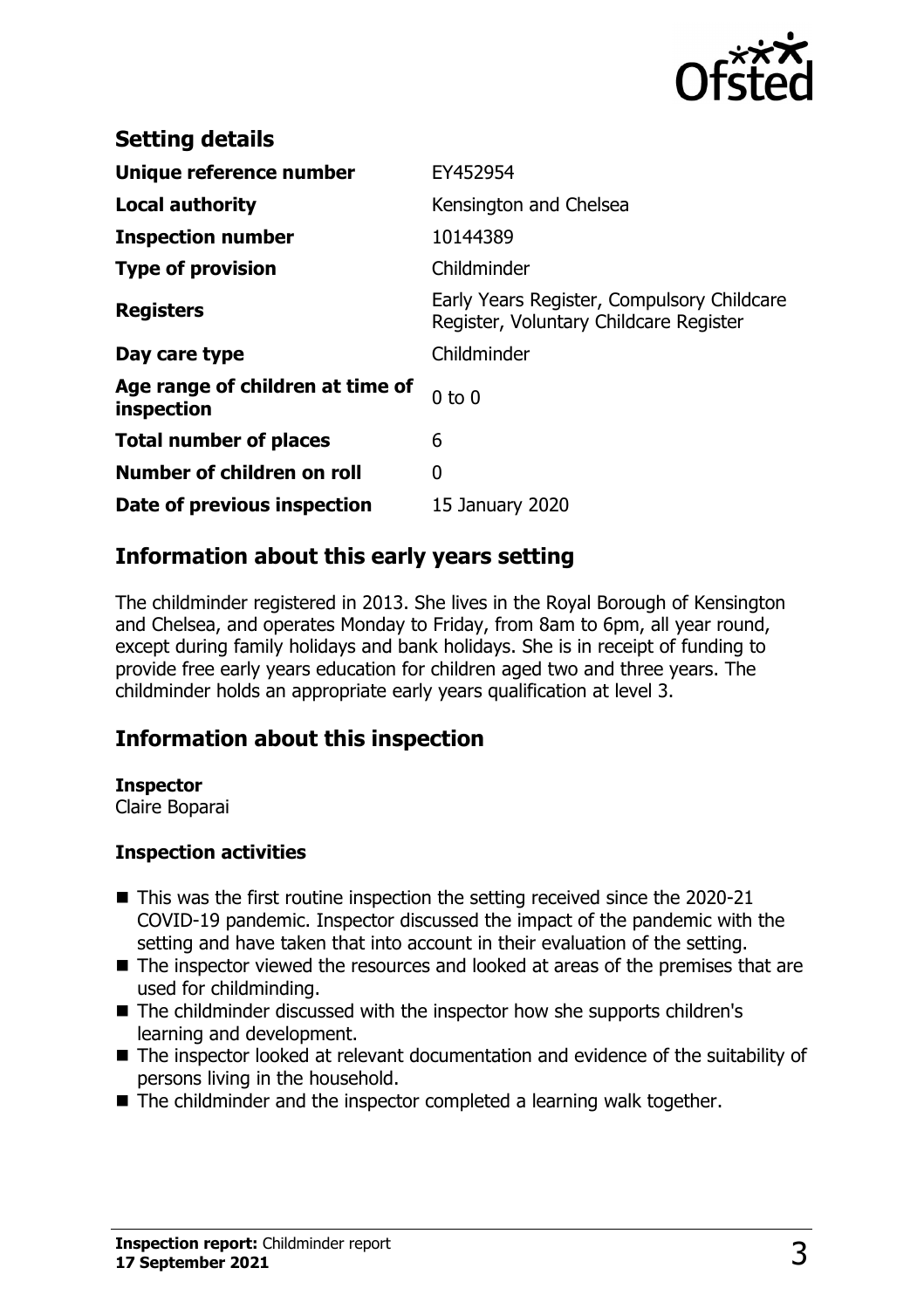## Setting details

| | |
|---|---|
| **Unique reference number** | EY452954 |
| **Local authority** | Kensington and Chelsea |
| **Inspection number** | 10144389 |
| **Type of provision** | Childminder |
| **Registers** | Early Years Register, Compulsory Childcare Register, Voluntary Childcare Register |
| **Day care type** | Childminder |
| **Age range of children at time of inspection** | 0 to 0 |
| **Total number of places** | 6 |
| **Number of children on roll** | 0 |
| **Date of previous inspection** | 15 January 2020 |

## Information about this early years setting

The childminder registered in 2013. She lives in the Royal Borough of Kensington and Chelsea, and operates Monday to Friday, from 8am to 6pm, all year round, except during family holidays and bank holidays. She is in receipt of funding to provide free early years education for children aged two and three years. The childminder holds an appropriate early years qualification at level 3.

## Information about this inspection

**Inspector**
Claire Boparai

**Inspection activities**

- This was the first routine inspection the setting received since the 2020-21 COVID-19 pandemic. Inspector discussed the impact of the pandemic with the setting and have taken that into account in their evaluation of the setting.
- The inspector viewed the resources and looked at areas of the premises that are used for childminding.
- The childminder discussed with the inspector how she supports children's learning and development.
- The inspector looked at relevant documentation and evidence of the suitability of persons living in the household.
- The childminder and the inspector completed a learning walk together.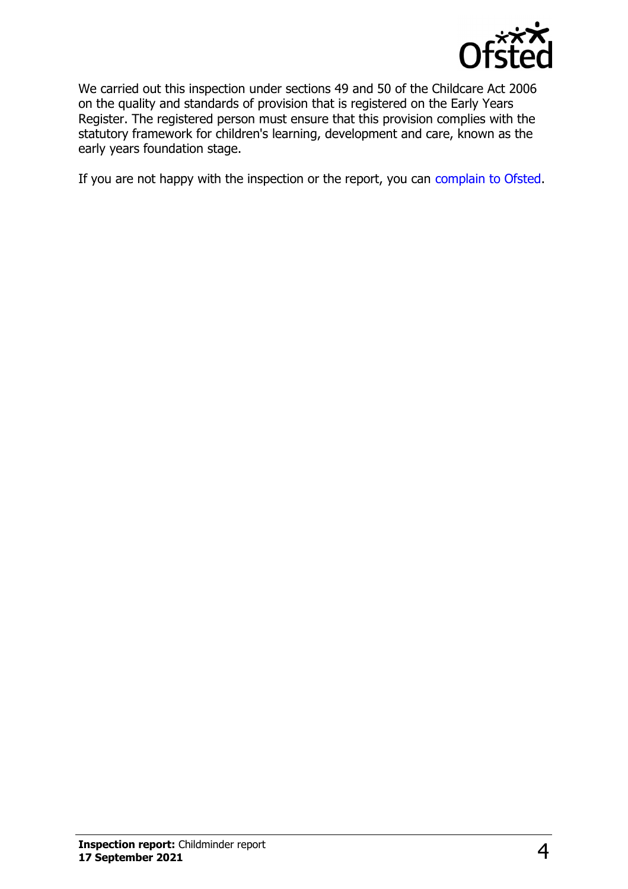We carried out this inspection under sections 49 and 50 of the Childcare Act 2006 on the quality and standards of provision that is registered on the Early Years Register. The registered person must ensure that this provision complies with the statutory framework for children's learning, development and care, known as the early years foundation stage.

If you are not happy with the inspection or the report, you can complain to Ofsted.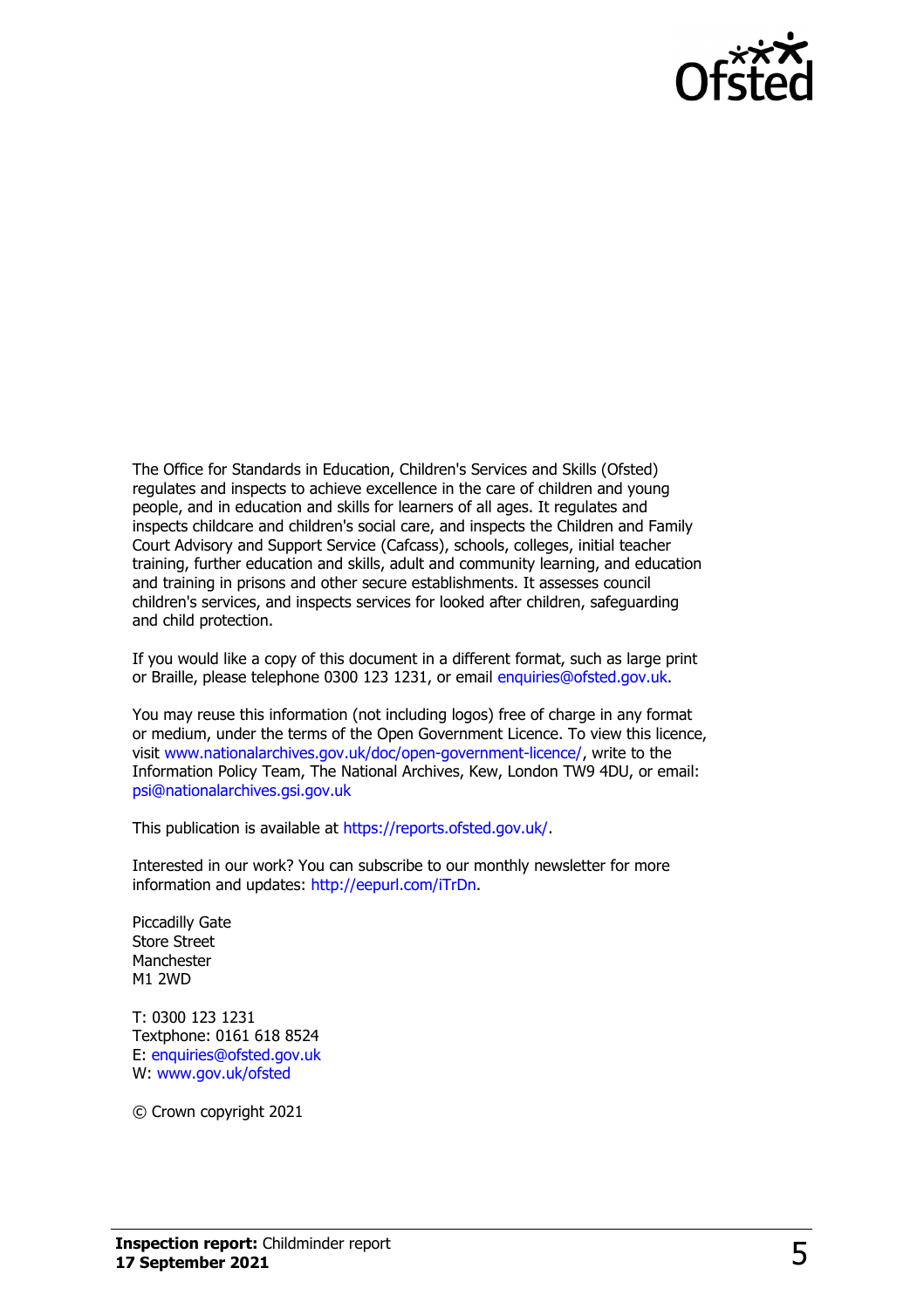The Office for Standards in Education, Children's Services and Skills (Ofsted) regulates and inspects to achieve excellence in the care of children and young people, and in education and skills for learners of all ages. It regulates and inspects childcare and children's social care, and inspects the Children and Family Court Advisory and Support Service (Cafcass), schools, colleges, initial teacher training, further education and skills, adult and community learning, and education and training in prisons and other secure establishments. It assesses council children's services, and inspects services for looked after children, safeguarding and child protection.

If you would like a copy of this document in a different format, such as large print or Braille, please telephone 0300 123 1231, or email enquiries@ofsted.gov.uk.

You may reuse this information (not including logos) free of charge in any format or medium, under the terms of the Open Government Licence. To view this licence, visit www.nationalarchives.gov.uk/doc/open-government-licence/, write to the Information Policy Team, The National Archives, Kew, London TW9 4DU, or email: psi@nationalarchives.gsi.gov.uk

This publication is available at https://reports.ofsted.gov.uk/.

Interested in our work? You can subscribe to our monthly newsletter for more information and updates: http://eepurl.com/iTrDn.

Piccadilly Gate
Store Street
Manchester
M1 2WD

T: 0300 123 1231
Textphone: 0161 618 8524
E: enquiries@ofsted.gov.uk
W: www.gov.uk/ofsted

© Crown copyright 2021